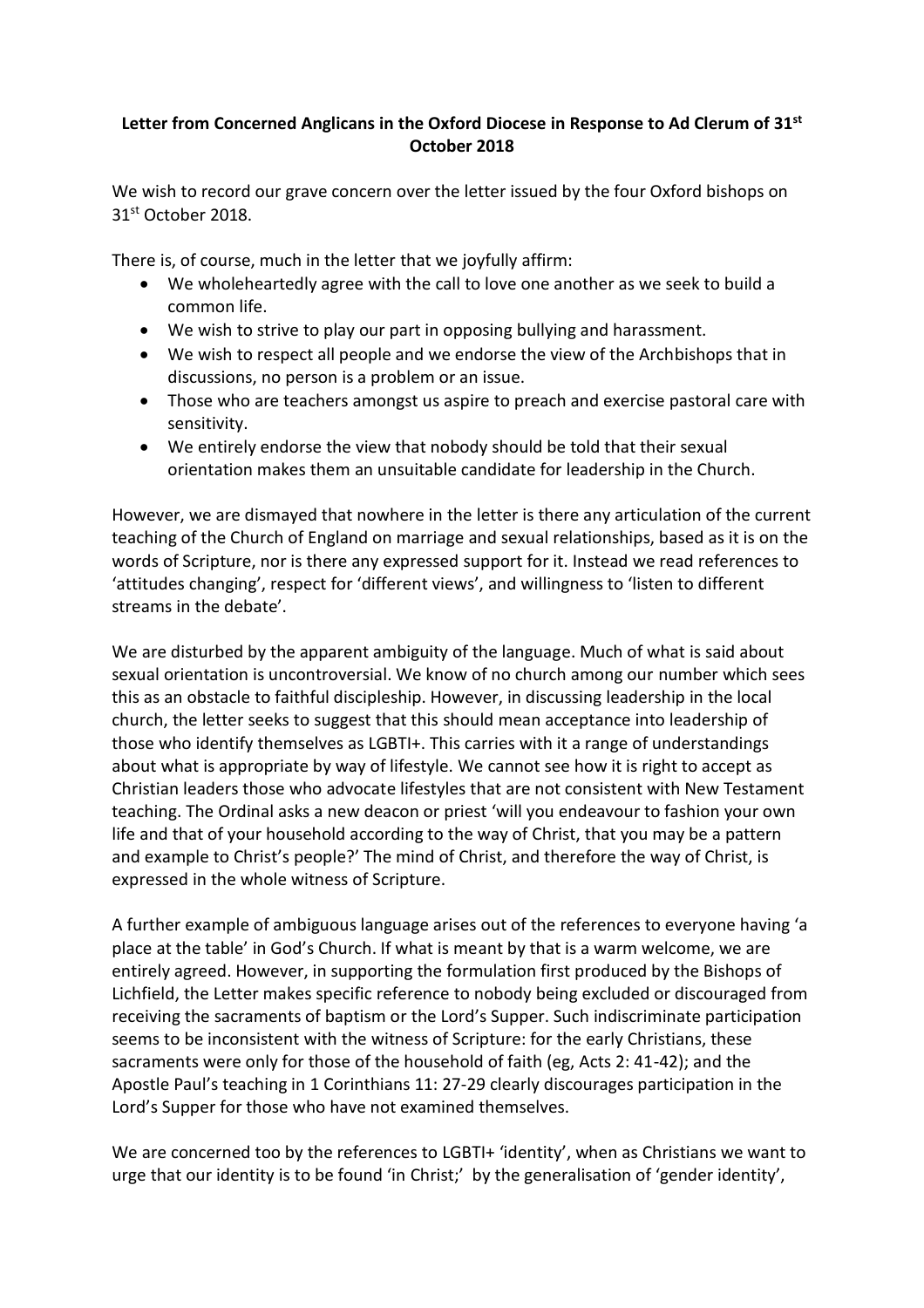**Letter from Concerned Anglicans in the Oxford Diocese in Response to Ad Clerum of 31st October 2018**

We wish to record our grave concern over the letter issued by the four Oxford bishops on 31st October 2018.

There is, of course, much in the letter that we joyfully affirm:

- We wholeheartedly agree with the call to love one another as we seek to build a common life.
- We wish to strive to play our part in opposing bullying and harassment.
- We wish to respect all people and we endorse the view of the Archbishops that in discussions, no person is a problem or an issue.
- Those who are teachers amongst us aspire to preach and exercise pastoral care with sensitivity.
- We entirely endorse the view that nobody should be told that their sexual orientation makes them an unsuitable candidate for leadership in the Church.

However, we are dismayed that nowhere in the letter is there any articulation of the current teaching of the Church of England on marriage and sexual relationships, based as it is on the words of Scripture, nor is there any expressed support for it. Instead we read references to 'attitudes changing', respect for 'different views', and willingness to 'listen to different streams in the debate'.

We are disturbed by the apparent ambiguity of the language. Much of what is said about sexual orientation is uncontroversial. We know of no church among our number which sees this as an obstacle to faithful discipleship. However, in discussing leadership in the local church, the letter seeks to suggest that this should mean acceptance into leadership of those who identify themselves as LGBTI+. This carries with it a range of understandings about what is appropriate by way of lifestyle. We cannot see how it is right to accept as Christian leaders those who advocate lifestyles that are not consistent with New Testament teaching. The Ordinal asks a new deacon or priest 'will you endeavour to fashion your own life and that of your household according to the way of Christ, that you may be a pattern and example to Christ's people?' The mind of Christ, and therefore the way of Christ, is expressed in the whole witness of Scripture.

A further example of ambiguous language arises out of the references to everyone having 'a place at the table' in God's Church. If what is meant by that is a warm welcome, we are entirely agreed. However, in supporting the formulation first produced by the Bishops of Lichfield, the Letter makes specific reference to nobody being excluded or discouraged from receiving the sacraments of baptism or the Lord's Supper. Such indiscriminate participation seems to be inconsistent with the witness of Scripture: for the early Christians, these sacraments were only for those of the household of faith (eg, Acts 2: 41-42); and the Apostle Paul's teaching in 1 Corinthians 11: 27-29 clearly discourages participation in the Lord's Supper for those who have not examined themselves.

We are concerned too by the references to LGBTI+ 'identity', when as Christians we want to urge that our identity is to be found 'in Christ;' by the generalisation of 'gender identity',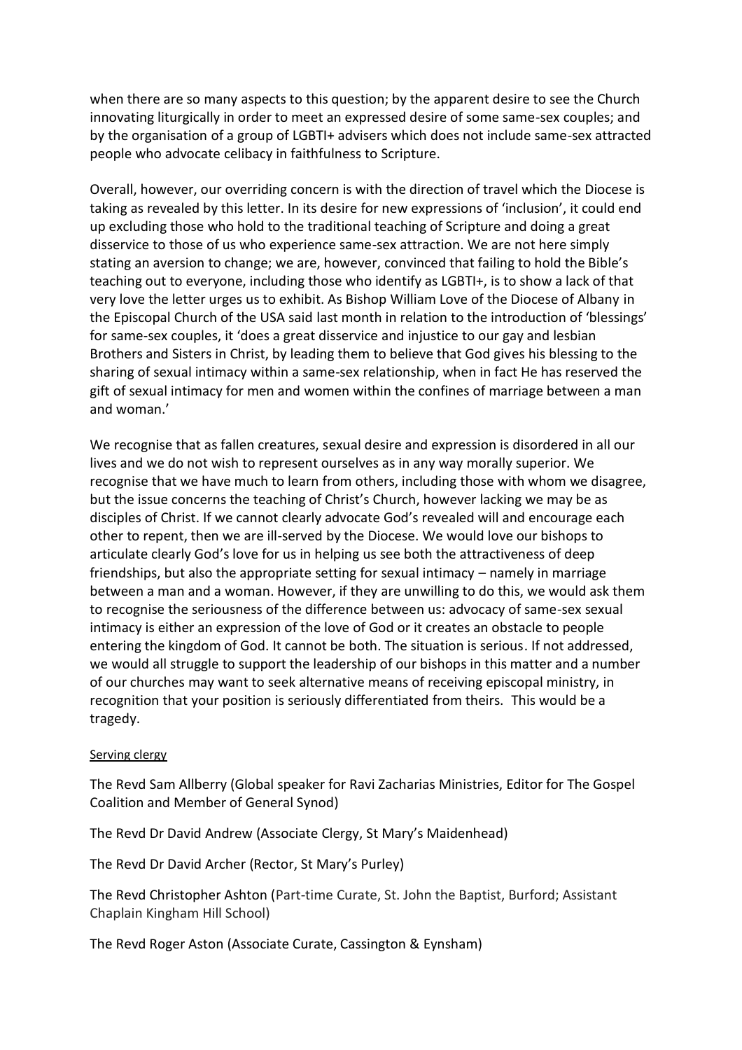when there are so many aspects to this question; by the apparent desire to see the Church innovating liturgically in order to meet an expressed desire of some same-sex couples; and by the organisation of a group of LGBTI+ advisers which does not include same-sex attracted people who advocate celibacy in faithfulness to Scripture.

Overall, however, our overriding concern is with the direction of travel which the Diocese is taking as revealed by this letter. In its desire for new expressions of 'inclusion', it could end up excluding those who hold to the traditional teaching of Scripture and doing a great disservice to those of us who experience same-sex attraction. We are not here simply stating an aversion to change; we are, however, convinced that failing to hold the Bible's teaching out to everyone, including those who identify as LGBTI+, is to show a lack of that very love the letter urges us to exhibit. As Bishop William Love of the Diocese of Albany in the Episcopal Church of the USA said last month in relation to the introduction of 'blessings' for same-sex couples, it 'does a great disservice and injustice to our gay and lesbian Brothers and Sisters in Christ, by leading them to believe that God gives his blessing to the sharing of sexual intimacy within a same-sex relationship, when in fact He has reserved the gift of sexual intimacy for men and women within the confines of marriage between a man and woman.'

We recognise that as fallen creatures, sexual desire and expression is disordered in all our lives and we do not wish to represent ourselves as in any way morally superior. We recognise that we have much to learn from others, including those with whom we disagree, but the issue concerns the teaching of Christ's Church, however lacking we may be as disciples of Christ. If we cannot clearly advocate God's revealed will and encourage each other to repent, then we are ill-served by the Diocese. We would love our bishops to articulate clearly God's love for us in helping us see both the attractiveness of deep friendships, but also the appropriate setting for sexual intimacy – namely in marriage between a man and a woman. However, if they are unwilling to do this, we would ask them to recognise the seriousness of the difference between us: advocacy of same-sex sexual intimacy is either an expression of the love of God or it creates an obstacle to people entering the kingdom of God. It cannot be both. The situation is serious. If not addressed, we would all struggle to support the leadership of our bishops in this matter and a number of our churches may want to seek alternative means of receiving episcopal ministry, in recognition that your position is seriously differentiated from theirs. This would be a tragedy.

Serving clergy

The Revd Sam Allberry (Global speaker for Ravi Zacharias Ministries, Editor for The Gospel Coalition and Member of General Synod)

The Revd Dr David Andrew (Associate Clergy, St Mary's Maidenhead)

The Revd Dr David Archer (Rector, St Mary's Purley)

The Revd Christopher Ashton (Part-time Curate, St. John the Baptist, Burford; Assistant Chaplain Kingham Hill School)

The Revd Roger Aston (Associate Curate, Cassington & Eynsham)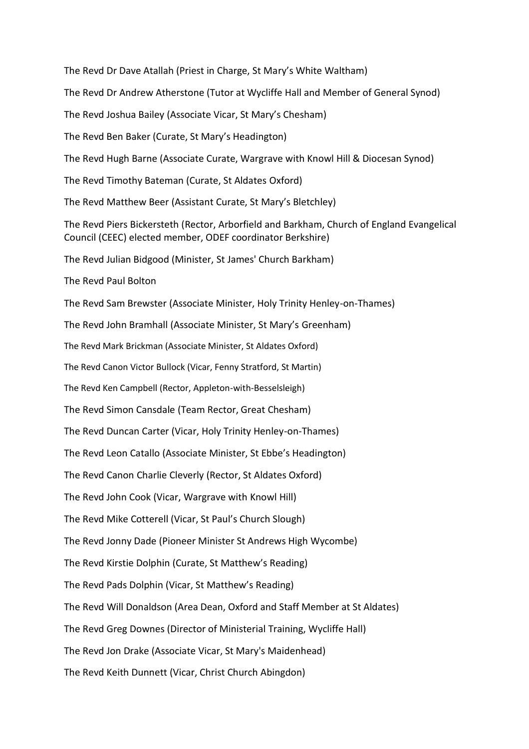The Revd Dr Dave Atallah (Priest in Charge, St Mary's White Waltham)

The Revd Dr Andrew Atherstone (Tutor at Wycliffe Hall and Member of General Synod)

The Revd Joshua Bailey (Associate Vicar, St Mary's Chesham)

The Revd Ben Baker (Curate, St Mary's Headington)

The Revd Hugh Barne (Associate Curate, Wargrave with Knowl Hill & Diocesan Synod)

The Revd Timothy Bateman (Curate, St Aldates Oxford)

The Revd Matthew Beer (Assistant Curate, St Mary's Bletchley)

The Revd Piers Bickersteth (Rector, Arborfield and Barkham, Church of England Evangelical Council (CEEC) elected member, ODEF coordinator Berkshire)

The Revd Julian Bidgood (Minister, St James' Church Barkham)

The Revd Paul Bolton

The Revd Sam Brewster (Associate Minister, Holy Trinity Henley-on-Thames)

The Revd John Bramhall (Associate Minister, St Mary's Greenham)

The Revd Mark Brickman (Associate Minister, St Aldates Oxford)

The Revd Canon Victor Bullock (Vicar, Fenny Stratford, St Martin)

The Revd Ken Campbell (Rector, Appleton-with-Besselsleigh)

The Revd Simon Cansdale (Team Rector, Great Chesham)

The Revd Duncan Carter (Vicar, Holy Trinity Henley-on-Thames)

The Revd Leon Catallo (Associate Minister, St Ebbe's Headington)

The Revd Canon Charlie Cleverly (Rector, St Aldates Oxford)

The Revd John Cook (Vicar, Wargrave with Knowl Hill)

The Revd Mike Cotterell (Vicar, St Paul's Church Slough)

The Revd Jonny Dade (Pioneer Minister St Andrews High Wycombe)

The Revd Kirstie Dolphin (Curate, St Matthew's Reading)

The Revd Pads Dolphin (Vicar, St Matthew's Reading)

The Revd Will Donaldson (Area Dean, Oxford and Staff Member at St Aldates)

The Revd Greg Downes (Director of Ministerial Training, Wycliffe Hall)

The Revd Jon Drake (Associate Vicar, St Mary's Maidenhead)

The Revd Keith Dunnett (Vicar, Christ Church Abingdon)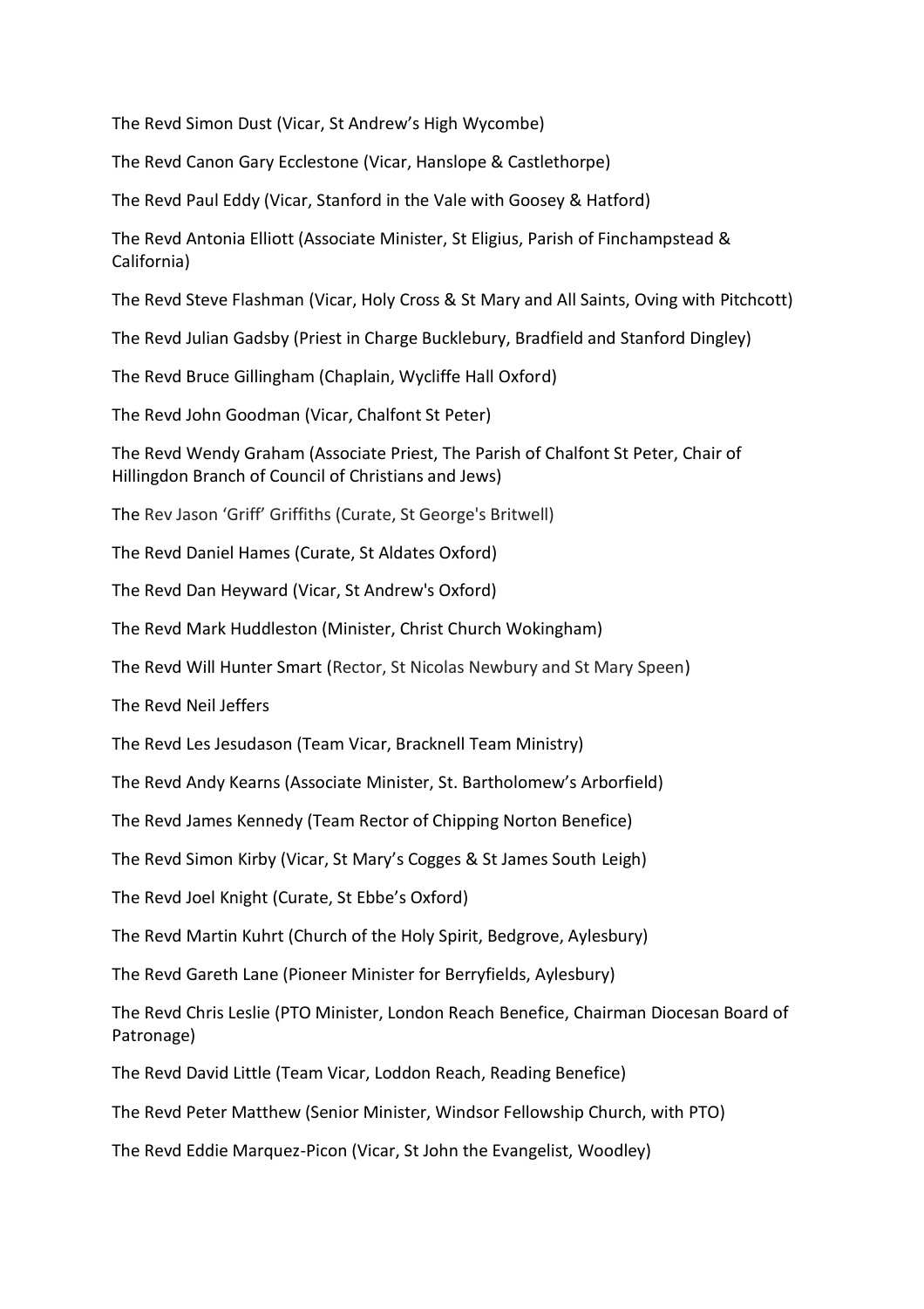The Revd Simon Dust (Vicar, St Andrew's High Wycombe)

The Revd Canon Gary Ecclestone (Vicar, Hanslope & Castlethorpe)

The Revd Paul Eddy (Vicar, Stanford in the Vale with Goosey & Hatford)

The Revd Antonia Elliott (Associate Minister, St Eligius, Parish of Finchampstead & California)

The Revd Steve Flashman (Vicar, Holy Cross & St Mary and All Saints, Oving with Pitchcott)

The Revd Julian Gadsby (Priest in Charge Bucklebury, Bradfield and Stanford Dingley)

The Revd Bruce Gillingham (Chaplain, Wycliffe Hall Oxford)

The Revd John Goodman (Vicar, Chalfont St Peter)

The Revd Wendy Graham (Associate Priest, The Parish of Chalfont St Peter, Chair of Hillingdon Branch of Council of Christians and Jews)

The Rev Jason 'Griff' Griffiths (Curate, St George's Britwell)

The Revd Daniel Hames (Curate, St Aldates Oxford)

The Revd Dan Heyward (Vicar, St Andrew's Oxford)

The Revd Mark Huddleston (Minister, Christ Church Wokingham)

The Revd Will Hunter Smart (Rector, St Nicolas Newbury and St Mary Speen)

The Revd Neil Jeffers

The Revd Les Jesudason (Team Vicar, Bracknell Team Ministry)

The Revd Andy Kearns (Associate Minister, St. Bartholomew's Arborfield)

The Revd James Kennedy (Team Rector of Chipping Norton Benefice)

The Revd Simon Kirby (Vicar, St Mary's Cogges & St James South Leigh)

The Revd Joel Knight (Curate, St Ebbe's Oxford)

The Revd Martin Kuhrt (Church of the Holy Spirit, Bedgrove, Aylesbury)

The Revd Gareth Lane (Pioneer Minister for Berryfields, Aylesbury)

The Revd Chris Leslie (PTO Minister, London Reach Benefice, Chairman Diocesan Board of Patronage)

The Revd David Little (Team Vicar, Loddon Reach, Reading Benefice)

The Revd Peter Matthew (Senior Minister, Windsor Fellowship Church, with PTO)

The Revd Eddie Marquez-Picon (Vicar, St John the Evangelist, Woodley)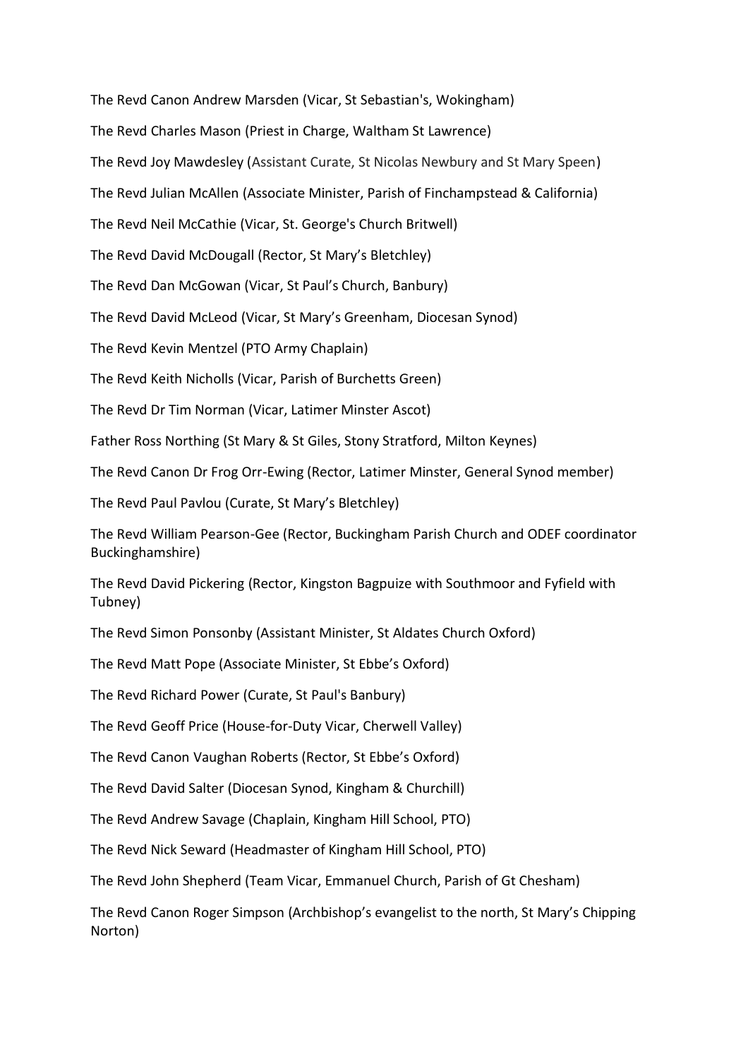The Revd Canon Andrew Marsden (Vicar, St Sebastian's, Wokingham)

The Revd Charles Mason (Priest in Charge, Waltham St Lawrence)

The Revd Joy Mawdesley (Assistant Curate, St Nicolas Newbury and St Mary Speen)

The Revd Julian McAllen (Associate Minister, Parish of Finchampstead & California)

The Revd Neil McCathie (Vicar, St. George's Church Britwell)

The Revd David McDougall (Rector, St Mary's Bletchley)

The Revd Dan McGowan (Vicar, St Paul's Church, Banbury)

The Revd David McLeod (Vicar, St Mary's Greenham, Diocesan Synod)

The Revd Kevin Mentzel (PTO Army Chaplain)

The Revd Keith Nicholls (Vicar, Parish of Burchetts Green)

The Revd Dr Tim Norman (Vicar, Latimer Minster Ascot)

Father Ross Northing (St Mary & St Giles, Stony Stratford, Milton Keynes)

The Revd Canon Dr Frog Orr-Ewing (Rector, Latimer Minster, General Synod member)

The Revd Paul Pavlou (Curate, St Mary's Bletchley)

The Revd William Pearson-Gee (Rector, Buckingham Parish Church and ODEF coordinator Buckinghamshire)

The Revd David Pickering (Rector, Kingston Bagpuize with Southmoor and Fyfield with Tubney)

The Revd Simon Ponsonby (Assistant Minister, St Aldates Church Oxford)

The Revd Matt Pope (Associate Minister, St Ebbe's Oxford)

The Revd Richard Power (Curate, St Paul's Banbury)

The Revd Geoff Price (House-for-Duty Vicar, Cherwell Valley)

The Revd Canon Vaughan Roberts (Rector, St Ebbe's Oxford)

The Revd David Salter (Diocesan Synod, Kingham & Churchill)

The Revd Andrew Savage (Chaplain, Kingham Hill School, PTO)

The Revd Nick Seward (Headmaster of Kingham Hill School, PTO)

The Revd John Shepherd (Team Vicar, Emmanuel Church, Parish of Gt Chesham)

The Revd Canon Roger Simpson (Archbishop's evangelist to the north, St Mary's Chipping Norton)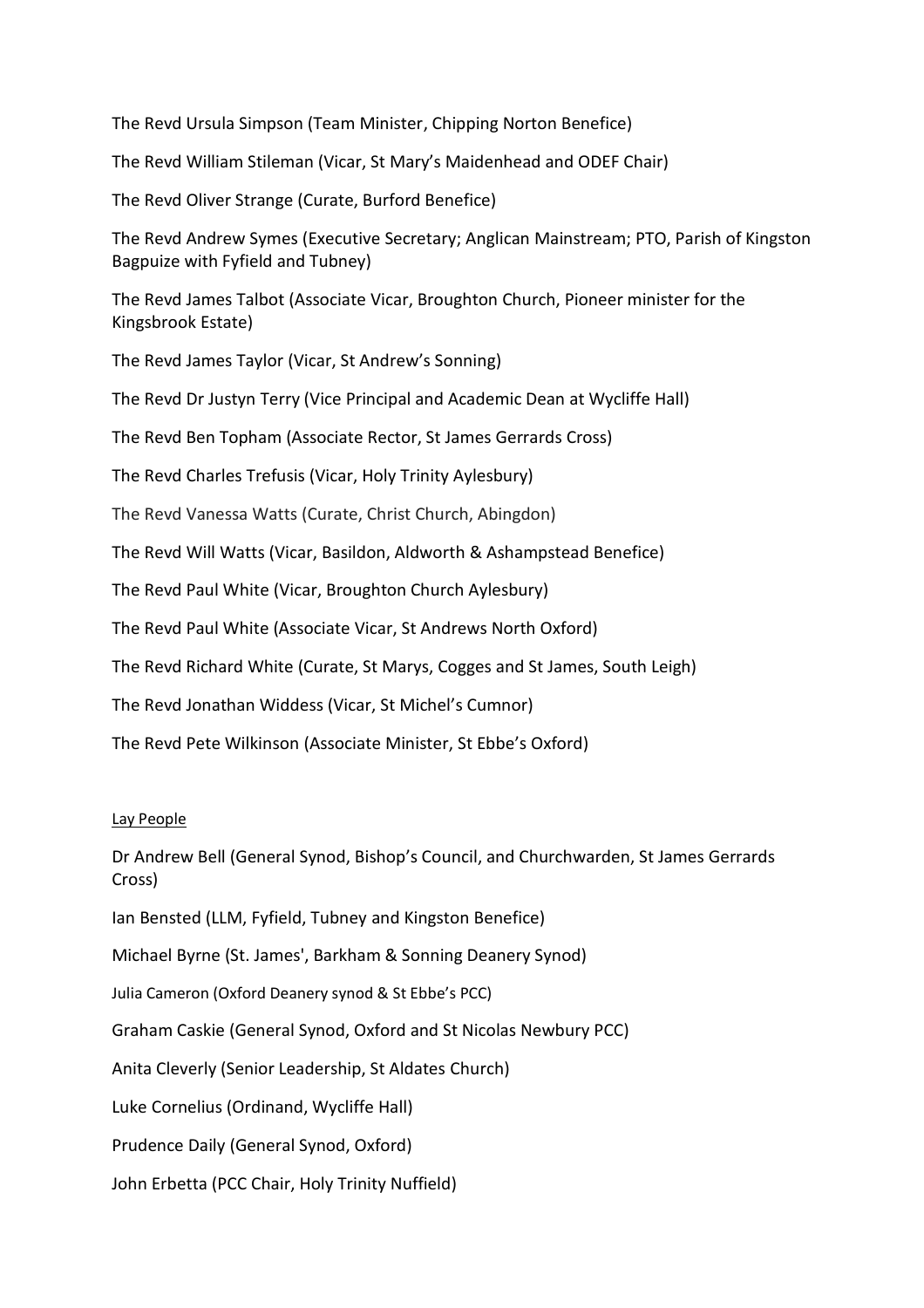The Revd Ursula Simpson (Team Minister, Chipping Norton Benefice)

The Revd William Stileman (Vicar, St Mary's Maidenhead and ODEF Chair)

The Revd Oliver Strange (Curate, Burford Benefice)

The Revd Andrew Symes (Executive Secretary; Anglican Mainstream; PTO, Parish of Kingston Bagpuize with Fyfield and Tubney)

The Revd James Talbot (Associate Vicar, Broughton Church, Pioneer minister for the Kingsbrook Estate)

The Revd James Taylor (Vicar, St Andrew's Sonning)

The Revd Dr Justyn Terry (Vice Principal and Academic Dean at Wycliffe Hall)

The Revd Ben Topham (Associate Rector, St James Gerrards Cross)

The Revd Charles Trefusis (Vicar, Holy Trinity Aylesbury)

The Revd Vanessa Watts (Curate, Christ Church, Abingdon)

The Revd Will Watts (Vicar, Basildon, Aldworth & Ashampstead Benefice)

The Revd Paul White (Vicar, Broughton Church Aylesbury)

The Revd Paul White (Associate Vicar, St Andrews North Oxford)

The Revd Richard White (Curate, St Marys, Cogges and St James, South Leigh)

The Revd Jonathan Widdess (Vicar, St Michel's Cumnor)

The Revd Pete Wilkinson (Associate Minister, St Ebbe's Oxford)

Lay People

Dr Andrew Bell (General Synod, Bishop's Council, and Churchwarden, St James Gerrards Cross)

Ian Bensted (LLM, Fyfield, Tubney and Kingston Benefice)

Michael Byrne (St. James', Barkham & Sonning Deanery Synod)

Julia Cameron (Oxford Deanery synod & St Ebbe's PCC)

Graham Caskie (General Synod, Oxford and St Nicolas Newbury PCC)

Anita Cleverly (Senior Leadership, St Aldates Church)

Luke Cornelius (Ordinand, Wycliffe Hall)

Prudence Daily (General Synod, Oxford)

John Erbetta (PCC Chair, Holy Trinity Nuffield)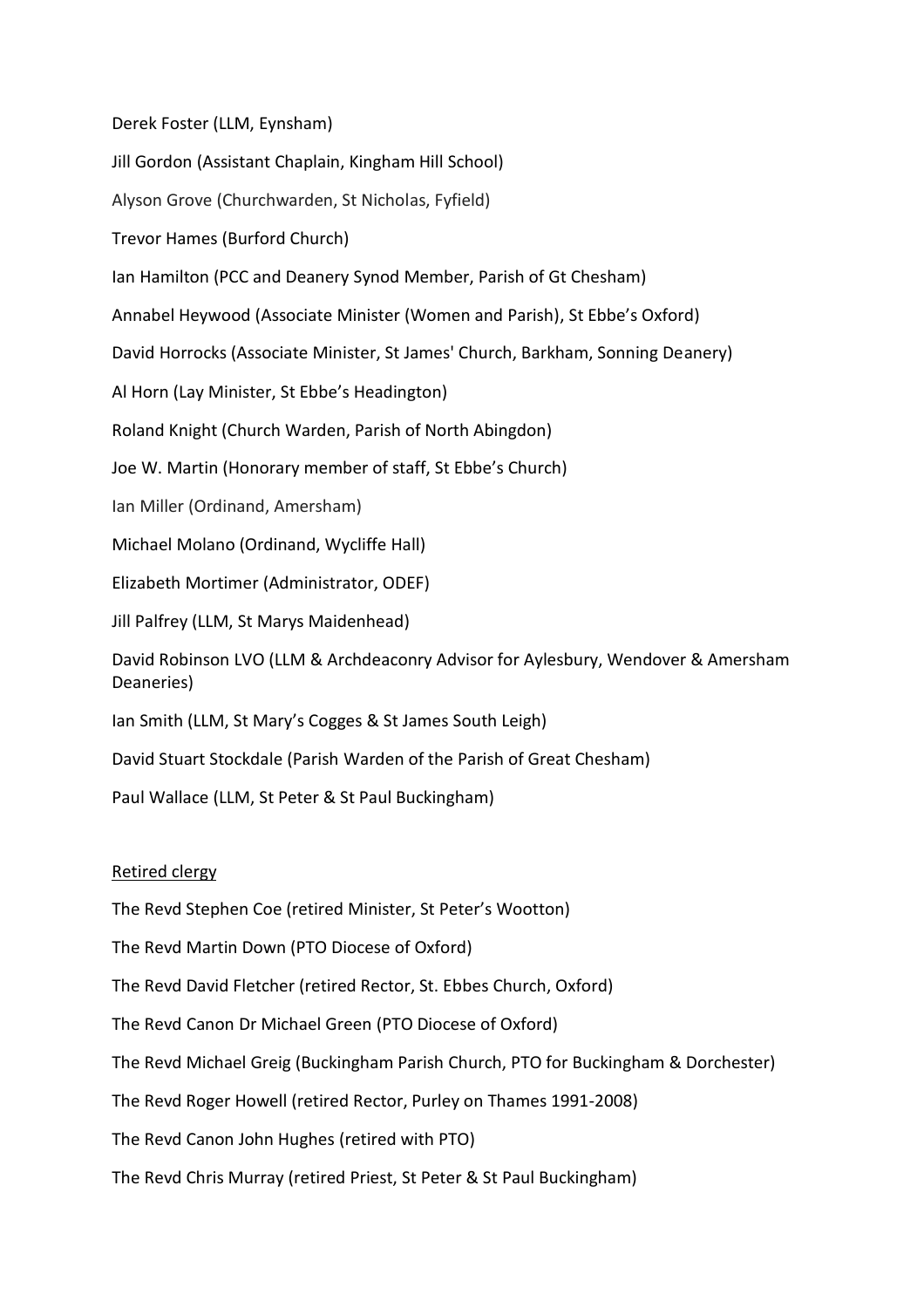Derek Foster (LLM, Eynsham)

Jill Gordon (Assistant Chaplain, Kingham Hill School)

Alyson Grove (Churchwarden, St Nicholas, Fyfield)

Trevor Hames (Burford Church)

Ian Hamilton (PCC and Deanery Synod Member, Parish of Gt Chesham)

Annabel Heywood (Associate Minister (Women and Parish), St Ebbe's Oxford)

David Horrocks (Associate Minister, St James' Church, Barkham, Sonning Deanery)

Al Horn (Lay Minister, St Ebbe's Headington)

Roland Knight (Church Warden, Parish of North Abingdon)

Joe W. Martin (Honorary member of staff, St Ebbe's Church)

Ian Miller (Ordinand, Amersham)

Michael Molano (Ordinand, Wycliffe Hall)

Elizabeth Mortimer (Administrator, ODEF)

Jill Palfrey (LLM, St Marys Maidenhead)

David Robinson LVO (LLM & Archdeaconry Advisor for Aylesbury, Wendover & Amersham Deaneries)

Ian Smith (LLM, St Mary's Cogges & St James South Leigh)

David Stuart Stockdale (Parish Warden of the Parish of Great Chesham)

Paul Wallace (LLM, St Peter & St Paul Buckingham)

<u>Retired clergy</u>

The Revd Stephen Coe (retired Minister, St Peter's Wootton)

The Revd Martin Down (PTO Diocese of Oxford)

The Revd David Fletcher (retired Rector, St. Ebbes Church, Oxford)

The Revd Canon Dr Michael Green (PTO Diocese of Oxford)

The Revd Michael Greig (Buckingham Parish Church, PTO for Buckingham & Dorchester)

The Revd Roger Howell (retired Rector, Purley on Thames 1991-2008)

The Revd Canon John Hughes (retired with PTO)

The Revd Chris Murray (retired Priest, St Peter & St Paul Buckingham)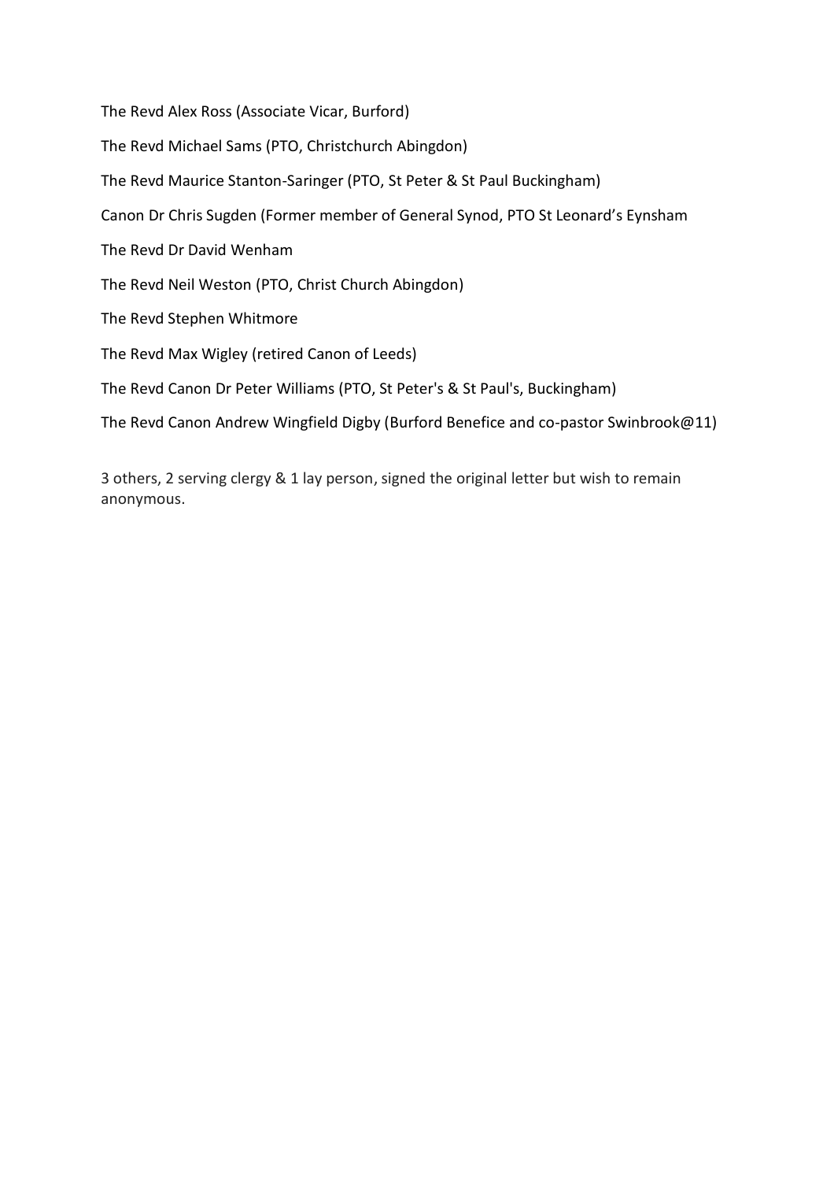The Revd Alex Ross (Associate Vicar, Burford)

The Revd Michael Sams (PTO, Christchurch Abingdon)

The Revd Maurice Stanton-Saringer (PTO, St Peter & St Paul Buckingham)

Canon Dr Chris Sugden (Former member of General Synod, PTO St Leonard's Eynsham

The Revd Dr David Wenham

The Revd Neil Weston (PTO, Christ Church Abingdon)

The Revd Stephen Whitmore

The Revd Max Wigley (retired Canon of Leeds)

The Revd Canon Dr Peter Williams (PTO, St Peter's & St Paul's, Buckingham)

The Revd Canon Andrew Wingfield Digby (Burford Benefice and co-pastor Swinbrook@11)

3 others, 2 serving clergy & 1 lay person, signed the original letter but wish to remain anonymous.